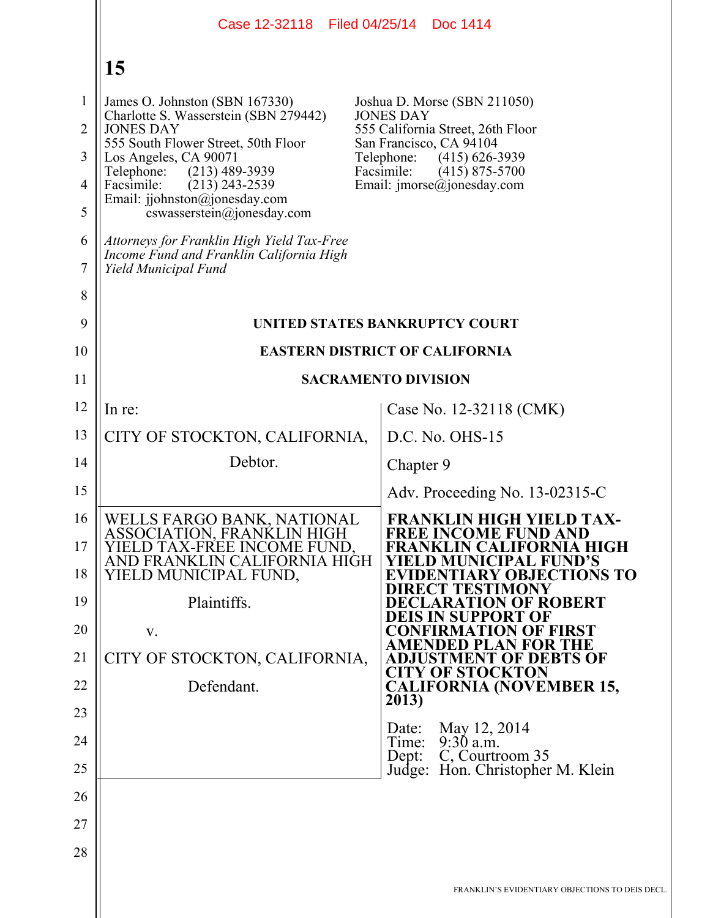Case 12-32118 Filed 04/25/14 Doc 1414

**15**

James O. Johnston (SBN 167330)
Charlotte S. Wasserstein (SBN 279442)
JONES DAY
555 South Flower Street, 50th Floor
Los Angeles, CA 90071
Telephone: (213) 489-3939
Facsimile: (213) 243-2539
Email: jjohnston@jonesday.com
cswasserstein@jonesday.com

Joshua D. Morse (SBN 211050)
JONES DAY
555 California Street, 26th Floor
San Francisco, CA 94104
Telephone: (415) 626-3939
Facsimile: (415) 875-5700
Email: jmorse@jonesday.com

*Attorneys for Franklin High Yield Tax-Free Income Fund and Franklin California High Yield Municipal Fund*

**UNITED STATES BANKRUPTCY COURT**

**EASTERN DISTRICT OF CALIFORNIA**

**SACRAMENTO DIVISION**

| | |
|---|---|
| In re:<br><br>CITY OF STOCKTON, CALIFORNIA,<br><br>Debtor. | Case No. 12-32118 (CMK)<br><br>D.C. No. OHS-15<br><br>Chapter 9<br><br>Adv. Proceeding No. 13-02315-C |
| WELLS FARGO BANK, NATIONAL ASSOCIATION, FRANKLIN HIGH YIELD TAX-FREE INCOME FUND, AND FRANKLIN CALIFORNIA HIGH YIELD MUNICIPAL FUND,<br><br>Plaintiffs.<br><br>v.<br><br>CITY OF STOCKTON, CALIFORNIA,<br><br>Defendant. | **FRANKLIN HIGH YIELD TAX-FREE INCOME FUND AND FRANKLIN CALIFORNIA HIGH YIELD MUNICIPAL FUND'S EVIDENTIARY OBJECTIONS TO DIRECT TESTIMONY DECLARATION OF ROBERT DEIS IN SUPPORT OF CONFIRMATION OF FIRST AMENDED PLAN FOR THE ADJUSTMENT OF DEBTS OF CITY OF STOCKTON CALIFORNIA (NOVEMBER 15, 2013)**<br><br>Date: May 12, 2014<br>Time: 9:30 a.m.<br>Dept: C, Courtroom 35<br>Judge: Hon. Christopher M. Klein |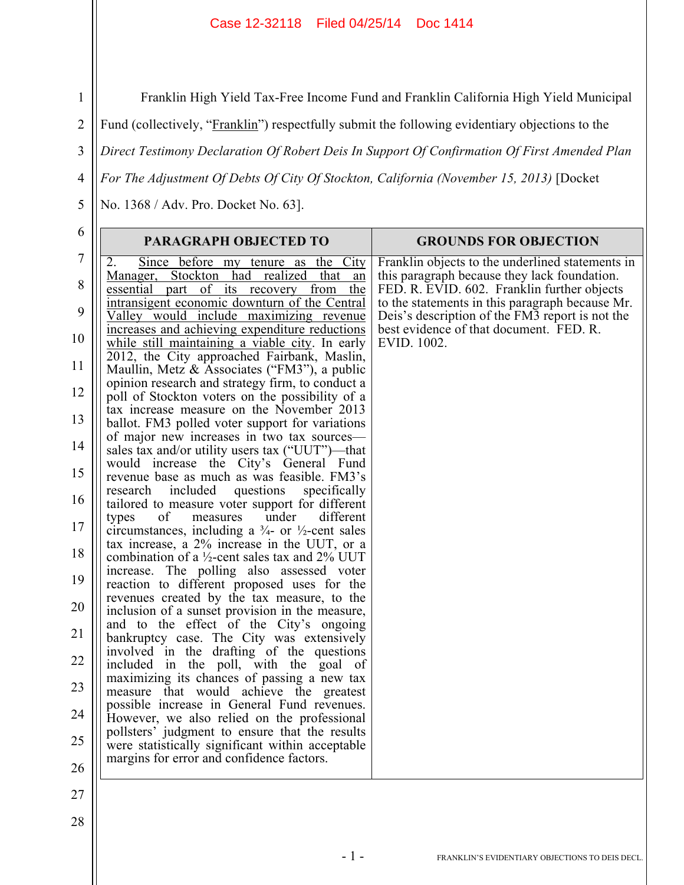Franklin High Yield Tax-Free Income Fund and Franklin California High Yield Municipal Fund (collectively, "Franklin") respectfully submit the following evidentiary objections to the *Direct Testimony Declaration Of Robert Deis In Support Of Confirmation Of First Amended Plan For The Adjustment Of Debts Of City Of Stockton, California (November 15, 2013)* [Docket No. 1368 / Adv. Pro. Docket No. 63].

| PARAGRAPH OBJECTED TO | GROUNDS FOR OBJECTION |
|---|---|
| 2. Since before my tenure as the City Manager, Stockton had realized that an essential part of its recovery from the intransigent economic downturn of the Central Valley would include maximizing revenue increases and achieving expenditure reductions while still maintaining a viable city. In early 2012, the City approached Fairbank, Maslin, Maullin, Metz & Associates ("FM3"), a public opinion research and strategy firm, to conduct a poll of Stockton voters on the possibility of a tax increase measure on the November 2013 ballot. FM3 polled voter support for variations of major new increases in two tax sources—sales tax and/or utility users tax ("UUT")—that would increase the City's General Fund revenue base as much as was feasible. FM3's research included questions specifically tailored to measure voter support for different types of measures under different circumstances, including a ¾- or ½-cent sales tax increase, a 2% increase in the UUT, or a combination of a ½-cent sales tax and 2% UUT increase. The polling also assessed voter reaction to different proposed uses for the revenues created by the tax measure, to the inclusion of a sunset provision in the measure, and to the effect of the City's ongoing bankruptcy case. The City was extensively involved in the drafting of the questions included in the poll, with the goal of maximizing its chances of passing a new tax measure that would achieve the greatest possible increase in General Fund revenues. However, we also relied on the professional pollsters' judgment to ensure that the results were statistically significant within acceptable margins for error and confidence factors. | Franklin objects to the underlined statements in this paragraph because they lack foundation. FED. R. EVID. 602. Franklin further objects to the statements in this paragraph because Mr. Deis's description of the FM3 report is not the best evidence of that document. FED. R. EVID. 1002. |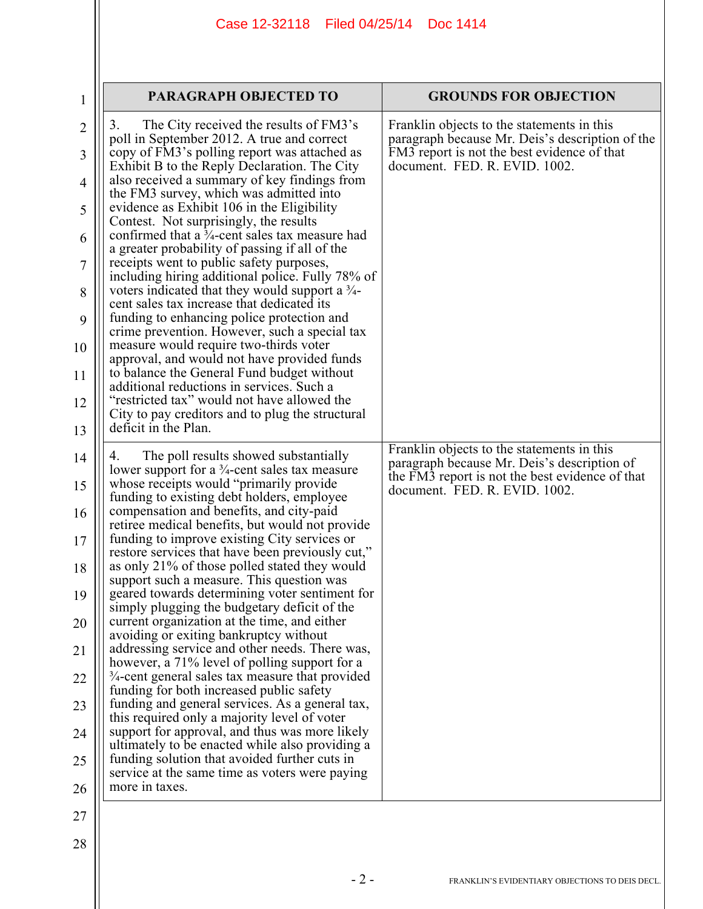| PARAGRAPH OBJECTED TO | GROUNDS FOR OBJECTION |
|---|---|
| 3. The City received the results of FM3's poll in September 2012. A true and correct copy of FM3's polling report was attached as Exhibit B to the Reply Declaration. The City also received a summary of key findings from the FM3 survey, which was admitted into evidence as Exhibit 106 in the Eligibility Contest. Not surprisingly, the results confirmed that a ¾-cent sales tax measure had a greater probability of passing if all of the receipts went to public safety purposes, including hiring additional police. Fully 78% of voters indicated that they would support a ¾-cent sales tax increase that dedicated its funding to enhancing police protection and crime prevention. However, such a special tax measure would require two-thirds voter approval, and would not have provided funds to balance the General Fund budget without additional reductions in services. Such a "restricted tax" would not have allowed the City to pay creditors and to plug the structural deficit in the Plan. | Franklin objects to the statements in this paragraph because Mr. Deis's description of the FM3 report is not the best evidence of that document. FED. R. EVID. 1002. |
| 4. The poll results showed substantially lower support for a ¾-cent sales tax measure whose receipts would "primarily provide funding to existing debt holders, employee compensation and benefits, and city-paid retiree medical benefits, but would not provide funding to improve existing City services or restore services that have been previously cut," as only 21% of those polled stated they would support such a measure. This question was geared towards determining voter sentiment for simply plugging the budgetary deficit of the current organization at the time, and either avoiding or exiting bankruptcy without addressing service and other needs. There was, however, a 71% level of polling support for a ¾-cent general sales tax measure that provided funding for both increased public safety funding and general services. As a general tax, this required only a majority level of voter support for approval, and thus was more likely ultimately to be enacted while also providing a funding solution that avoided further cuts in service at the same time as voters were paying more in taxes. | Franklin objects to the statements in this paragraph because Mr. Deis's description of the FM3 report is not the best evidence of that document. FED. R. EVID. 1002. |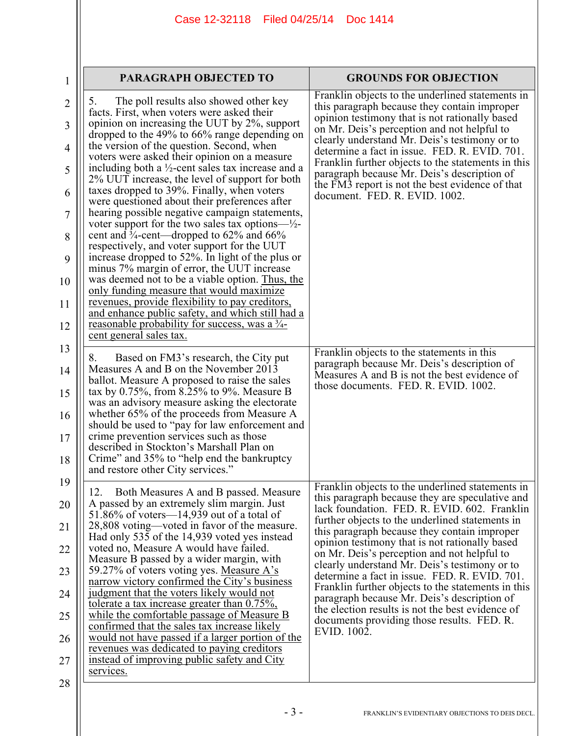| PARAGRAPH OBJECTED TO | GROUNDS FOR OBJECTION |
|---|---|
| 5. The poll results also showed other key facts. First, when voters were asked their opinion on increasing the UUT by 2%, support dropped to the 49% to 66% range depending on the version of the question. Second, when voters were asked their opinion on a measure including both a ½-cent sales tax increase and a 2% UUT increase, the level of support for both taxes dropped to 39%. Finally, when voters were questioned about their preferences after hearing possible negative campaign statements, voter support for the two sales tax options—½-cent and ¾-cent—dropped to 62% and 66% respectively, and voter support for the UUT increase dropped to 52%. In light of the plus or minus 7% margin of error, the UUT increase was deemed not to be a viable option. <u>Thus, the only funding measure that would maximize revenues, provide flexibility to pay creditors, and enhance public safety, and which still had a reasonable probability for success, was a ¾-cent general sales tax.</u> | Franklin objects to the underlined statements in this paragraph because they contain improper opinion testimony that is not rationally based on Mr. Deis's perception and not helpful to clearly understand Mr. Deis's testimony or to determine a fact in issue. FED. R. EVID. 701. Franklin further objects to the statements in this paragraph because Mr. Deis's description of the FM3 report is not the best evidence of that document. FED. R. EVID. 1002. |
| 8. Based on FM3's research, the City put Measures A and B on the November 2013 ballot. Measure A proposed to raise the sales tax by 0.75%, from 8.25% to 9%. Measure B was an advisory measure asking the electorate whether 65% of the proceeds from Measure A should be used to "pay for law enforcement and crime prevention services such as those described in Stockton's Marshall Plan on Crime" and 35% to "help end the bankruptcy and restore other City services." | Franklin objects to the statements in this paragraph because Mr. Deis's description of Measures A and B is not the best evidence of those documents. FED. R. EVID. 1002. |
| 12. Both Measures A and B passed. Measure A passed by an extremely slim margin. Just 51.86% of voters—14,939 out of a total of 28,808 voting—voted in favor of the measure. Had only 535 of the 14,939 voted yes instead voted no, Measure A would have failed. Measure B passed by a wider margin, with 59.27% of voters voting yes. <u>Measure A's narrow victory confirmed the City's business judgment that the voters likely would not tolerate a tax increase greater than 0.75%, while the comfortable passage of Measure B confirmed that the sales tax increase likely would not have passed if a larger portion of the revenues was dedicated to paying creditors instead of improving public safety and City services.</u> | Franklin objects to the underlined statements in this paragraph because they are speculative and lack foundation. FED. R. EVID. 602. Franklin further objects to the underlined statements in this paragraph because they contain improper opinion testimony that is not rationally based on Mr. Deis's perception and not helpful to clearly understand Mr. Deis's testimony or to determine a fact in issue. FED. R. EVID. 701. Franklin further objects to the statements in this paragraph because Mr. Deis's description of the election results is not the best evidence of documents providing those results. FED. R. EVID. 1002. |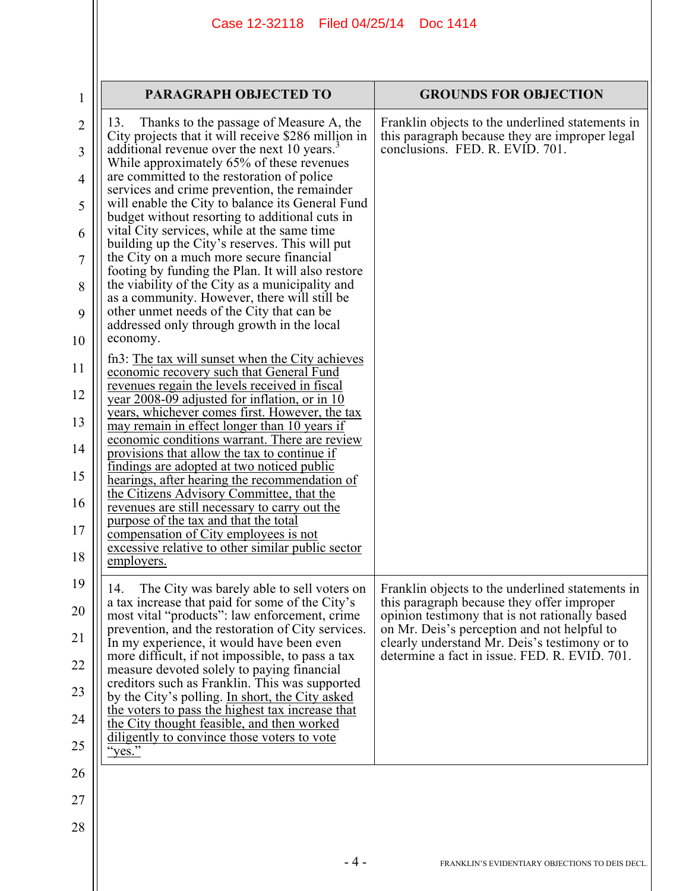| PARAGRAPH OBJECTED TO | GROUNDS FOR OBJECTION |
|---|---|
| 13. Thanks to the passage of Measure A, the City projects that it will receive $286 million in additional revenue over the next 10 years.[3] While approximately 65% of these revenues are committed to the restoration of police services and crime prevention, the remainder will enable the City to balance its General Fund budget without resorting to additional cuts in vital City services, while at the same time building up the City's reserves. This will put the City on a much more secure financial footing by funding the Plan. It will also restore the viability of the City as a municipality and as a community. However, there will still be other unmet needs of the City that can be addressed only through growth in the local economy.<br><br>fn3: <u>The tax will sunset when the City achieves economic recovery such that General Fund revenues regain the levels received in fiscal year 2008-09 adjusted for inflation, or in 10 years, whichever comes first. However, the tax may remain in effect longer than 10 years if economic conditions warrant. There are review provisions that allow the tax to continue if findings are adopted at two noticed public hearings, after hearing the recommendation of the Citizens Advisory Committee, that the revenues are still necessary to carry out the purpose of the tax and that the total compensation of City employees is not excessive relative to other similar public sector employers.</u> | Franklin objects to the underlined statements in this paragraph because they are improper legal conclusions. FED. R. EVID. 701. |
| 14. The City was barely able to sell voters on a tax increase that paid for some of the City's most vital "products": law enforcement, crime prevention, and the restoration of City services. In my experience, it would have been even more difficult, if not impossible, to pass a tax measure devoted solely to paying financial creditors such as Franklin. This was supported by the City's polling. <u>In short, the City asked the voters to pass the highest tax increase that the City thought feasible, and then worked diligently to convince those voters to vote "yes."</u> | Franklin objects to the underlined statements in this paragraph because they offer improper opinion testimony that is not rationally based on Mr. Deis's perception and not helpful to clearly understand Mr. Deis's testimony or to determine a fact in issue. FED. R. EVID. 701. |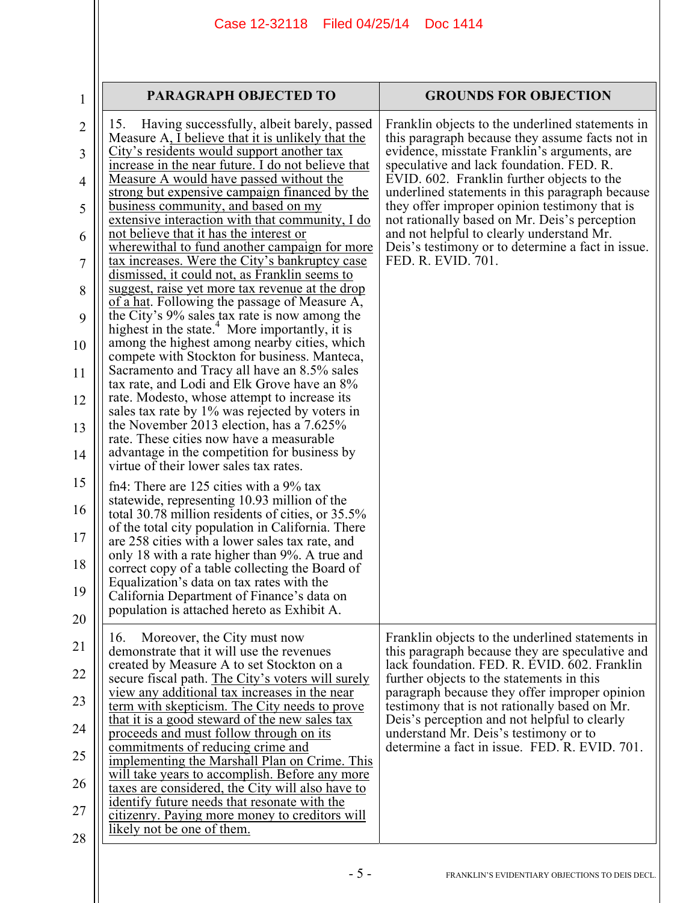| PARAGRAPH OBJECTED TO | GROUNDS FOR OBJECTION |
|---|---|
| 15. Having successfully, albeit barely, passed Measure A, I believe that it is unlikely that the City's residents would support another tax increase in the near future. I do not believe that Measure A would have passed without the strong but expensive campaign financed by the business community, and based on my extensive interaction with that community, I do not believe that it has the interest or wherewithal to fund another campaign for more tax increases. Were the City's bankruptcy case dismissed, it could not, as Franklin seems to suggest, raise yet more tax revenue at the drop of a hat. Following the passage of Measure A, the City's 9% sales tax rate is now among the highest in the state.[4] More importantly, it is among the highest among nearby cities, which compete with Stockton for business. Manteca, Sacramento and Tracy all have an 8.5% sales tax rate, and Lodi and Elk Grove have an 8% rate. Modesto, whose attempt to increase its sales tax rate by 1% was rejected by voters in the November 2013 election, has a 7.625% rate. These cities now have a measurable advantage in the competition for business by virtue of their lower sales tax rates.<br><br>fn4: There are 125 cities with a 9% tax statewide, representing 10.93 million of the total 30.78 million residents of cities, or 35.5% of the total city population in California. There are 258 cities with a lower sales tax rate, and only 18 with a rate higher than 9%. A true and correct copy of a table collecting the Board of Equalization's data on tax rates with the California Department of Finance's data on population is attached hereto as Exhibit A. | Franklin objects to the underlined statements in this paragraph because they assume facts not in evidence, misstate Franklin's arguments, are speculative and lack foundation. FED. R. EVID. 602. Franklin further objects to the underlined statements in this paragraph because they offer improper opinion testimony that is not rationally based on Mr. Deis's perception and not helpful to clearly understand Mr. Deis's testimony or to determine a fact in issue. FED. R. EVID. 701. |
| 16. Moreover, the City must now demonstrate that it will use the revenues created by Measure A to set Stockton on a secure fiscal path. The City's voters will surely view any additional tax increases in the near term with skepticism. The City needs to prove that it is a good steward of the new sales tax proceeds and must follow through on its commitments of reducing crime and implementing the Marshall Plan on Crime. This will take years to accomplish. Before any more taxes are considered, the City will also have to identify future needs that resonate with the citizenry. Paying more money to creditors will likely not be one of them. | Franklin objects to the underlined statements in this paragraph because they are speculative and lack foundation. FED. R. EVID. 602. Franklin further objects to the statements in this paragraph because they offer improper opinion testimony that is not rationally based on Mr. Deis's perception and not helpful to clearly understand Mr. Deis's testimony or to determine a fact in issue. FED. R. EVID. 701. |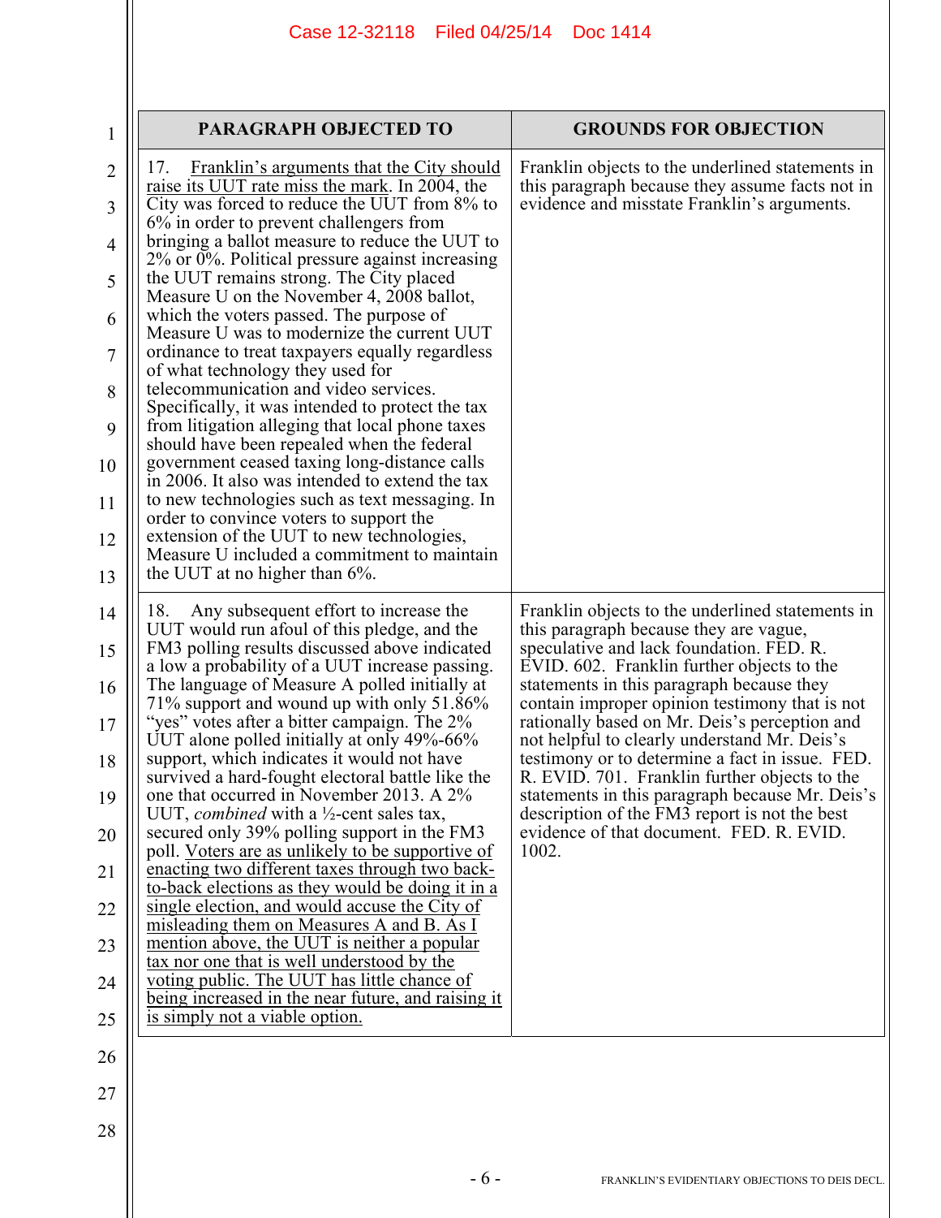| PARAGRAPH OBJECTED TO | GROUNDS FOR OBJECTION |
|---|---|
| 17. <u>Franklin's arguments that the City should raise its UUT rate miss the mark</u>. In 2004, the City was forced to reduce the UUT from 8% to 6% in order to prevent challengers from bringing a ballot measure to reduce the UUT to 2% or 0%. Political pressure against increasing the UUT remains strong. The City placed Measure U on the November 4, 2008 ballot, which the voters passed. The purpose of Measure U was to modernize the current UUT ordinance to treat taxpayers equally regardless of what technology they used for telecommunication and video services. Specifically, it was intended to protect the tax from litigation alleging that local phone taxes should have been repealed when the federal government ceased taxing long-distance calls in 2006. It also was intended to extend the tax to new technologies such as text messaging. In order to convince voters to support the extension of the UUT to new technologies, Measure U included a commitment to maintain the UUT at no higher than 6%. | Franklin objects to the underlined statements in this paragraph because they assume facts not in evidence and misstate Franklin's arguments. |
| 18. Any subsequent effort to increase the UUT would run afoul of this pledge, and the FM3 polling results discussed above indicated a low a probability of a UUT increase passing. The language of Measure A polled initially at 71% support and wound up with only 51.86% "yes" votes after a bitter campaign. The 2% UUT alone polled initially at only 49%-66% support, which indicates it would not have survived a hard-fought electoral battle like the one that occurred in November 2013. A 2% UUT, *combined* with a ½-cent sales tax, secured only 39% polling support in the FM3 poll. <u>Voters are as unlikely to be supportive of enacting two different taxes through two back-to-back elections as they would be doing it in a single election, and would accuse the City of misleading them on Measures A and B. As I mention above, the UUT is neither a popular tax nor one that is well understood by the voting public. The UUT has little chance of being increased in the near future, and raising it is simply not a viable option.</u> | Franklin objects to the underlined statements in this paragraph because they are vague, speculative and lack foundation. FED. R. EVID. 602. Franklin further objects to the statements in this paragraph because they contain improper opinion testimony that is not rationally based on Mr. Deis's perception and not helpful to clearly understand Mr. Deis's testimony or to determine a fact in issue. FED. R. EVID. 701. Franklin further objects to the statements in this paragraph because Mr. Deis's description of the FM3 report is not the best evidence of that document. FED. R. EVID. 1002. |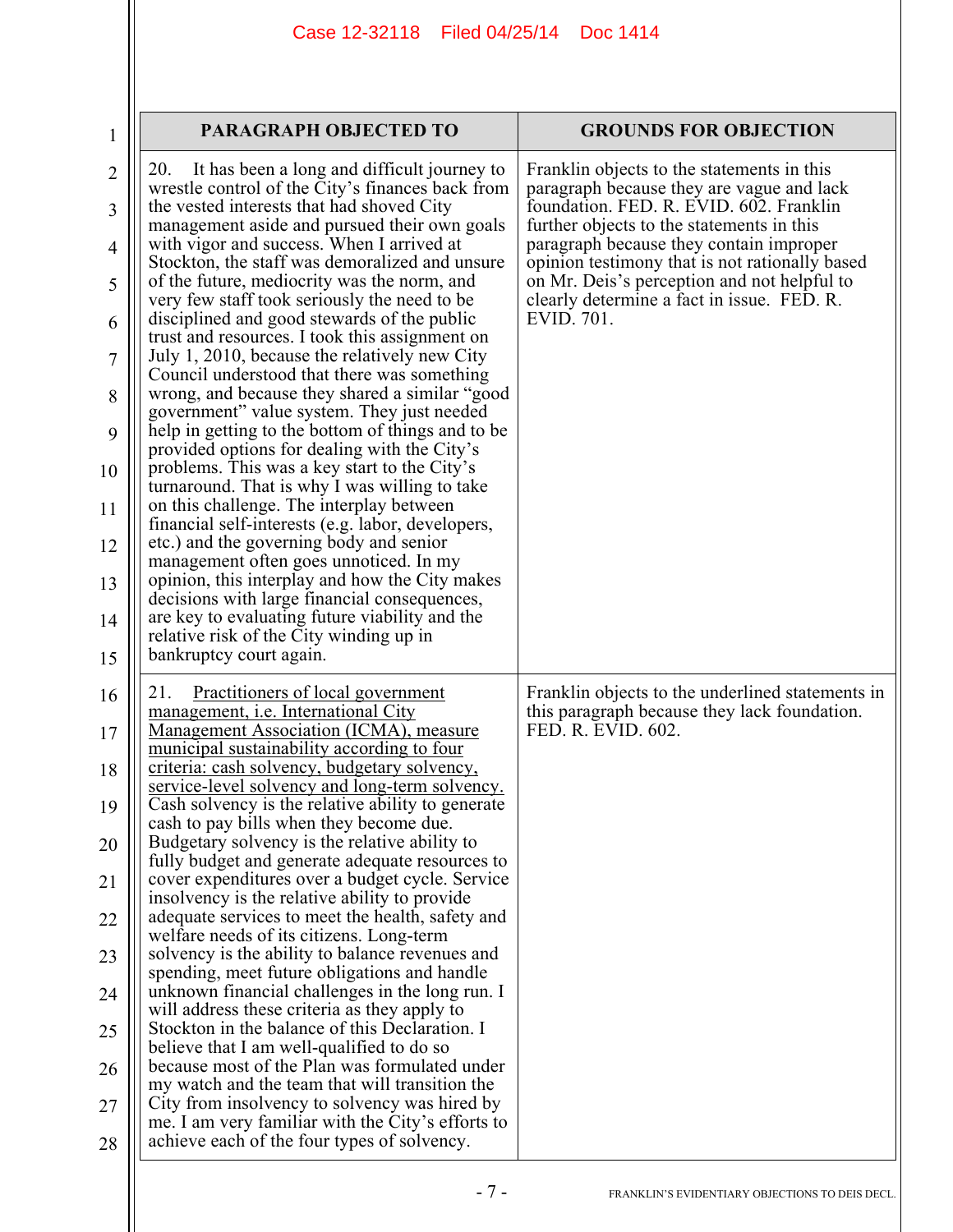| PARAGRAPH OBJECTED TO | GROUNDS FOR OBJECTION |
|---|---|
| 20. It has been a long and difficult journey to wrestle control of the City's finances back from the vested interests that had shoved City management aside and pursued their own goals with vigor and success. When I arrived at Stockton, the staff was demoralized and unsure of the future, mediocrity was the norm, and very few staff took seriously the need to be disciplined and good stewards of the public trust and resources. I took this assignment on July 1, 2010, because the relatively new City Council understood that there was something wrong, and because they shared a similar "good government" value system. They just needed help in getting to the bottom of things and to be provided options for dealing with the City's problems. This was a key start to the City's turnaround. That is why I was willing to take on this challenge. The interplay between financial self-interests (e.g. labor, developers, etc.) and the governing body and senior management often goes unnoticed. In my opinion, this interplay and how the City makes decisions with large financial consequences, are key to evaluating future viability and the relative risk of the City winding up in bankruptcy court again. | Franklin objects to the statements in this paragraph because they are vague and lack foundation. FED. R. EVID. 602. Franklin further objects to the statements in this paragraph because they contain improper opinion testimony that is not rationally based on Mr. Deis's perception and not helpful to clearly determine a fact in issue. FED. R. EVID. 701. |
| 21. <u>Practitioners of local government management, i.e. International City Management Association (ICMA), measure municipal sustainability according to four criteria: cash solvency, budgetary solvency, service-level solvency and long-term solvency.</u> Cash solvency is the relative ability to generate cash to pay bills when they become due. Budgetary solvency is the relative ability to fully budget and generate adequate resources to cover expenditures over a budget cycle. Service insolvency is the relative ability to provide adequate services to meet the health, safety and welfare needs of its citizens. Long-term solvency is the ability to balance revenues and spending, meet future obligations and handle unknown financial challenges in the long run. I will address these criteria as they apply to Stockton in the balance of this Declaration. I believe that I am well-qualified to do so because most of the Plan was formulated under my watch and the team that will transition the City from insolvency to solvency was hired by me. I am very familiar with the City's efforts to achieve each of the four types of solvency. | Franklin objects to the underlined statements in this paragraph because they lack foundation. FED. R. EVID. 602. |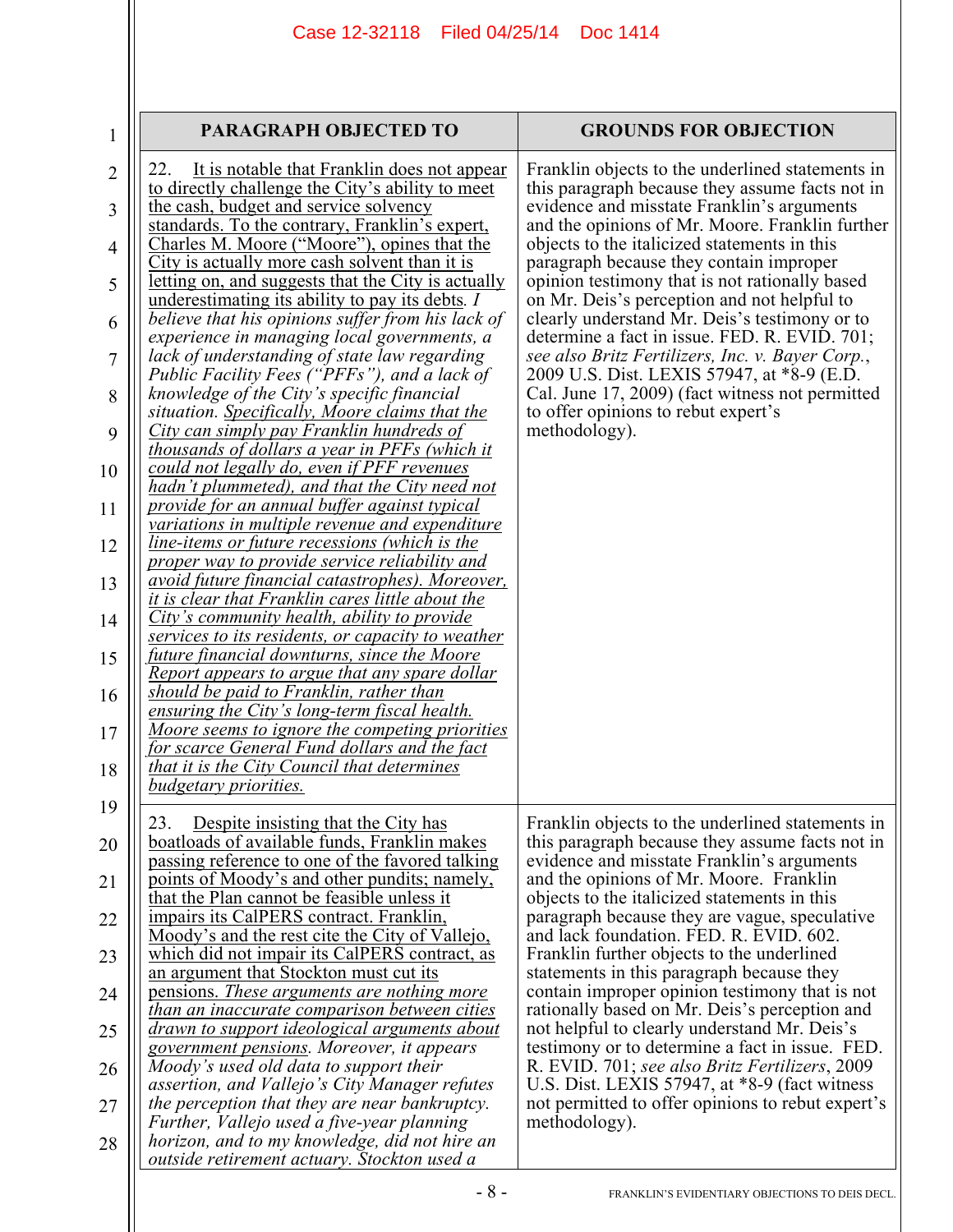| PARAGRAPH OBJECTED TO | GROUNDS FOR OBJECTION |
|---|---|
| 22. It is notable that Franklin does not appear to directly challenge the City's ability to meet the cash, budget and service solvency standards. To the contrary, Franklin's expert, Charles M. Moore ("Moore"), opines that the City is actually more cash solvent than it is letting on, and suggests that the City is actually underestimating its ability to pay its debts. *I believe that his opinions suffer from his lack of experience in managing local governments, a lack of understanding of state law regarding Public Facility Fees ("PFFs"), and a lack of knowledge of the City's specific financial situation.* *Specifically, Moore claims that the City can simply pay Franklin hundreds of thousands of dollars a year in PFFs (which it could not legally do, even if PFF revenues hadn't plummeted), and that the City need not provide for an annual buffer against typical variations in multiple revenue and expenditure line-items or future recessions (which is the proper way to provide service reliability and avoid future financial catastrophes). Moreover, it is clear that Franklin cares little about the City's community health, ability to provide services to its residents, or capacity to weather future financial downturns, since the Moore Report appears to argue that any spare dollar should be paid to Franklin, rather than ensuring the City's long-term fiscal health. Moore seems to ignore the competing priorities for scarce General Fund dollars and the fact that it is the City Council that determines budgetary priorities.* | Franklin objects to the underlined statements in this paragraph because they assume facts not in evidence and misstate Franklin's arguments and the opinions of Mr. Moore. Franklin further objects to the italicized statements in this paragraph because they contain improper opinion testimony that is not rationally based on Mr. Deis's perception and not helpful to clearly understand Mr. Deis's testimony or to determine a fact in issue. FED. R. EVID. 701; *see also Britz Fertilizers, Inc. v. Bayer Corp.*, 2009 U.S. Dist. LEXIS 57947, at *8-9 (E.D. Cal. June 17, 2009) (fact witness not permitted to offer opinions to rebut expert's methodology). |
| 23. Despite insisting that the City has boatloads of available funds, Franklin makes passing reference to one of the favored talking points of Moody's and other pundits; namely, that the Plan cannot be feasible unless it impairs its CalPERS contract. Franklin, Moody's and the rest cite the City of Vallejo, which did not impair its CalPERS contract, as an argument that Stockton must cut its pensions. *These arguments are nothing more than an inaccurate comparison between cities drawn to support ideological arguments about government pensions. Moreover, it appears Moody's used old data to support their assertion, and Vallejo's City Manager refutes the perception that they are near bankruptcy. Further, Vallejo used a five-year planning horizon, and to my knowledge, did not hire an outside retirement actuary. Stockton used a* | Franklin objects to the underlined statements in this paragraph because they assume facts not in evidence and misstate Franklin's arguments and the opinions of Mr. Moore. Franklin objects to the italicized statements in this paragraph because they are vague, speculative and lack foundation. FED. R. EVID. 602. Franklin further objects to the underlined statements in this paragraph because they contain improper opinion testimony that is not rationally based on Mr. Deis's perception and not helpful to clearly understand Mr. Deis's testimony or to determine a fact in issue. FED. R. EVID. 701; *see also Britz Fertilizers*, 2009 U.S. Dist. LEXIS 57947, at *8-9 (fact witness not permitted to offer opinions to rebut expert's methodology). |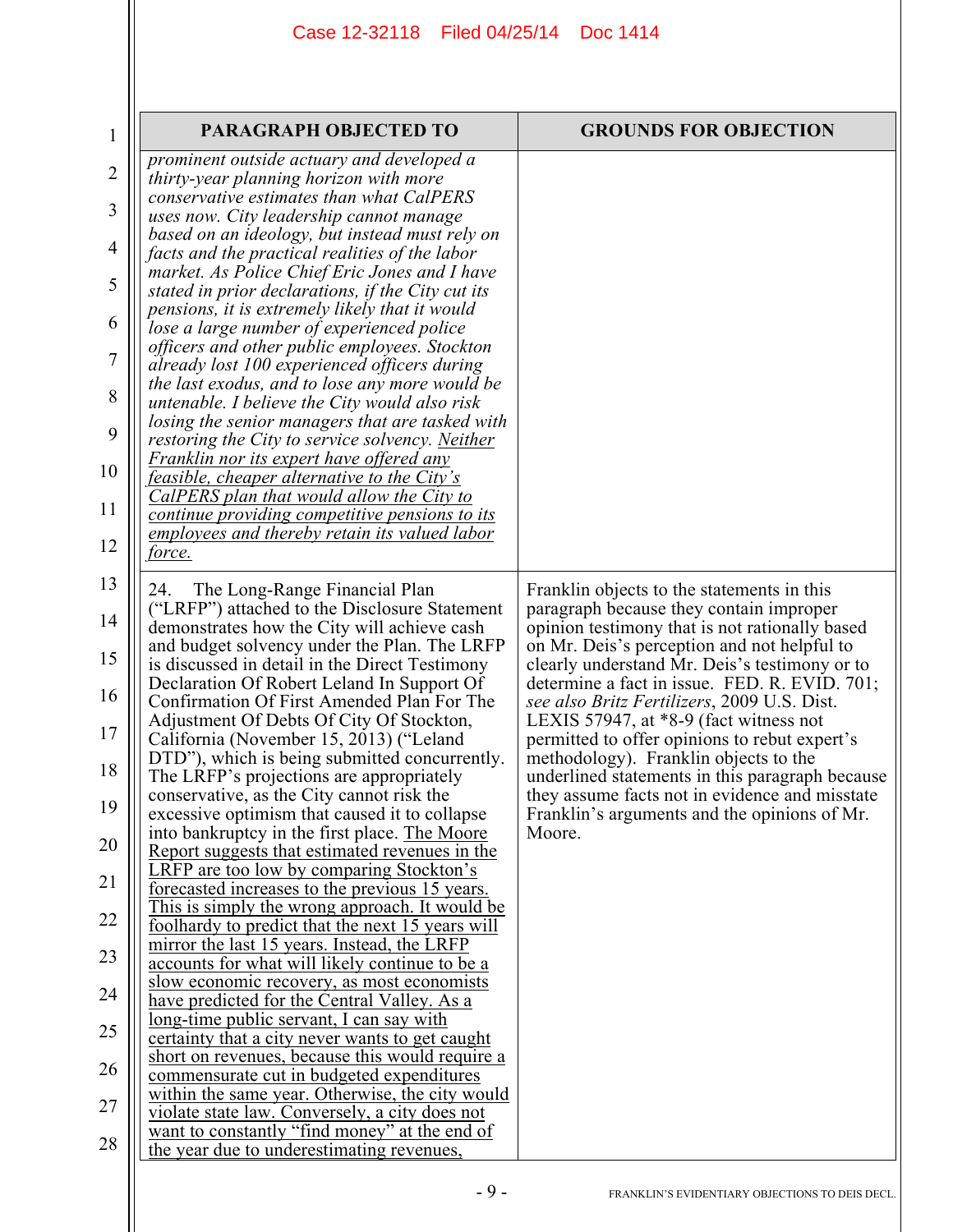| PARAGRAPH OBJECTED TO | GROUNDS FOR OBJECTION |
|---|---|
| *prominent outside actuary and developed a thirty-year planning horizon with more conservative estimates than what CalPERS uses now. City leadership cannot manage based on an ideology, but instead must rely on facts and the practical realities of the labor market. As Police Chief Eric Jones and I have stated in prior declarations, if the City cut its pensions, it is extremely likely that it would lose a large number of experienced police officers and other public employees. Stockton already lost 100 experienced officers during the last exodus, and to lose any more would be untenable. I believe the City would also risk losing the senior managers that are tasked with restoring the City to service solvency. <u>Neither Franklin nor its expert have offered any feasible, cheaper alternative to the City's CalPERS plan that would allow the City to continue providing competitive pensions to its employees and thereby retain its valued labor force.</u>* | |
| 24. The Long-Range Financial Plan ("LRFP") attached to the Disclosure Statement demonstrates how the City will achieve cash and budget solvency under the Plan. The LRFP is discussed in detail in the Direct Testimony Declaration Of Robert Leland In Support Of Confirmation Of First Amended Plan For The Adjustment Of Debts Of City Of Stockton, California (November 15, 2013) ("Leland DTD"), which is being submitted concurrently. The LRFP's projections are appropriately conservative, as the City cannot risk the excessive optimism that caused it to collapse into bankruptcy in the first place. <u>The Moore Report suggests that estimated revenues in the LRFP are too low by comparing Stockton's forecasted increases to the previous 15 years. This is simply the wrong approach. It would be foolhardy to predict that the next 15 years will mirror the last 15 years. Instead, the LRFP accounts for what will likely continue to be a slow economic recovery, as most economists have predicted for the Central Valley. As a long-time public servant, I can say with certainty that a city never wants to get caught short on revenues, because this would require a commensurate cut in budgeted expenditures within the same year. Otherwise, the city would violate state law. Conversely, a city does not want to constantly "find money" at the end of the year due to underestimating revenues,</u> | Franklin objects to the statements in this paragraph because they contain improper opinion testimony that is not rationally based on Mr. Deis's perception and not helpful to clearly understand Mr. Deis's testimony or to determine a fact in issue. FED. R. EVID. 701; *see also Britz Fertilizers*, 2009 U.S. Dist. LEXIS 57947, at *8-9 (fact witness not permitted to offer opinions to rebut expert's methodology). Franklin objects to the underlined statements in this paragraph because they assume facts not in evidence and misstate Franklin's arguments and the opinions of Mr. Moore. |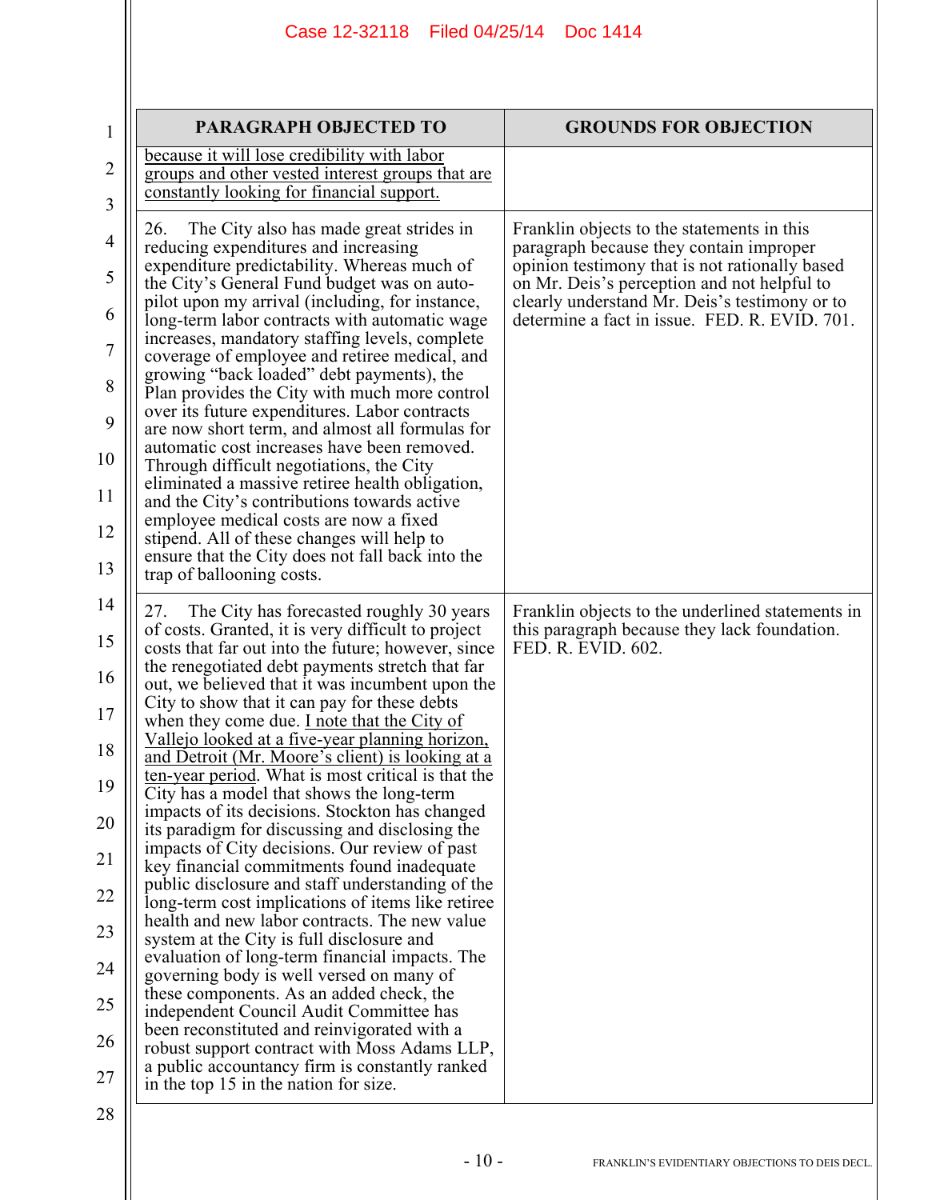| PARAGRAPH OBJECTED TO | GROUNDS FOR OBJECTION |
|---|---|
| because it will lose credibility with labor groups and other vested interest groups that are constantly looking for financial support. | |
| 26. The City also has made great strides in reducing expenditures and increasing expenditure predictability. Whereas much of the City's General Fund budget was on auto-pilot upon my arrival (including, for instance, long-term labor contracts with automatic wage increases, mandatory staffing levels, complete coverage of employee and retiree medical, and growing "back loaded" debt payments), the Plan provides the City with much more control over its future expenditures. Labor contracts are now short term, and almost all formulas for automatic cost increases have been removed. Through difficult negotiations, the City eliminated a massive retiree health obligation, and the City's contributions towards active employee medical costs are now a fixed stipend. All of these changes will help to ensure that the City does not fall back into the trap of ballooning costs. | Franklin objects to the statements in this paragraph because they contain improper opinion testimony that is not rationally based on Mr. Deis's perception and not helpful to clearly understand Mr. Deis's testimony or to determine a fact in issue. FED. R. EVID. 701. |
| 27. The City has forecasted roughly 30 years of costs. Granted, it is very difficult to project costs that far out into the future; however, since the renegotiated debt payments stretch that far out, we believed that it was incumbent upon the City to show that it can pay for these debts when they come due. I note that the City of Vallejo looked at a five-year planning horizon, and Detroit (Mr. Moore's client) is looking at a ten-year period. What is most critical is that the City has a model that shows the long-term impacts of its decisions. Stockton has changed its paradigm for discussing and disclosing the impacts of City decisions. Our review of past key financial commitments found inadequate public disclosure and staff understanding of the long-term cost implications of items like retiree health and new labor contracts. The new value system at the City is full disclosure and evaluation of long-term financial impacts. The governing body is well versed on many of these components. As an added check, the independent Council Audit Committee has been reconstituted and reinvigorated with a robust support contract with Moss Adams LLP, a public accountancy firm is constantly ranked in the top 15 in the nation for size. | Franklin objects to the underlined statements in this paragraph because they lack foundation. FED. R. EVID. 602. |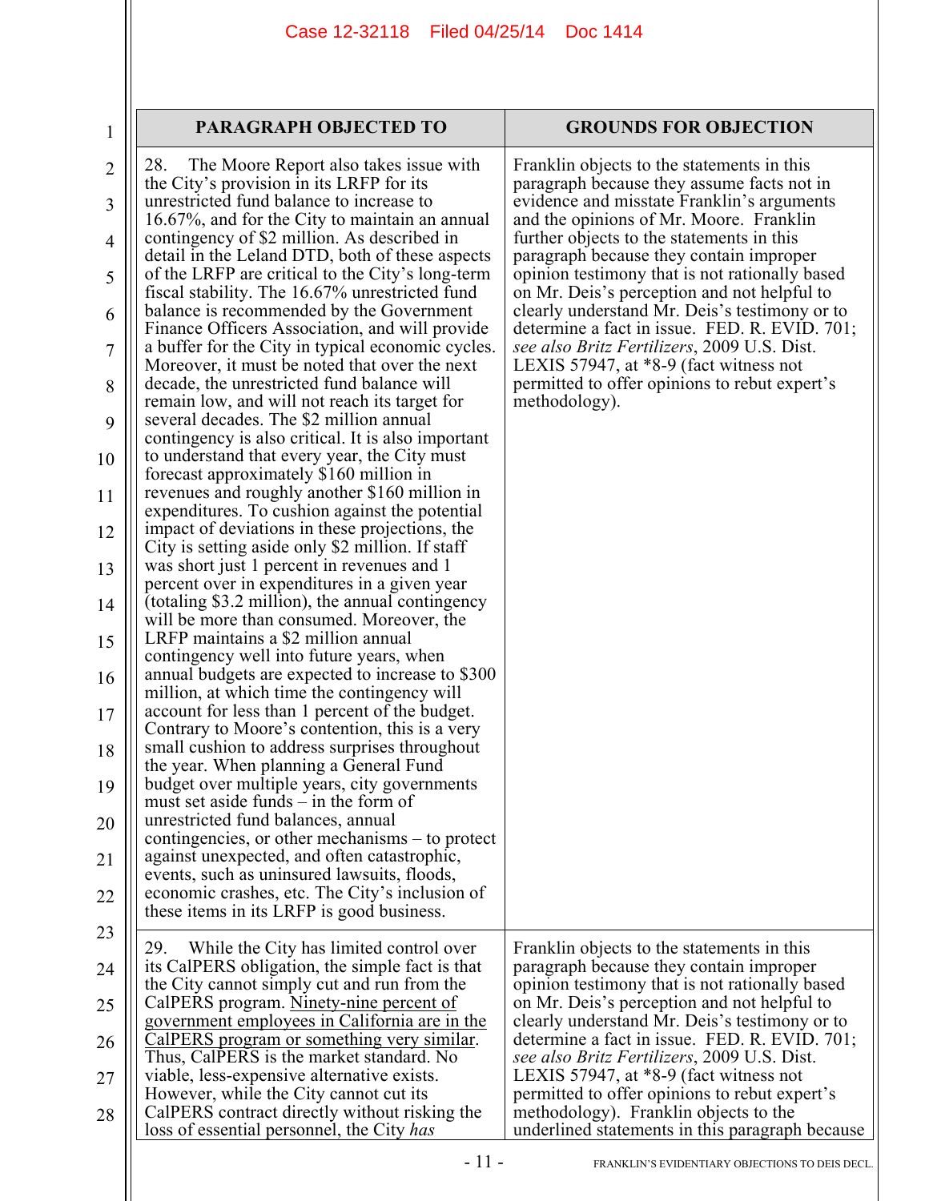| PARAGRAPH OBJECTED TO | GROUNDS FOR OBJECTION |
|---|---|
| 28. The Moore Report also takes issue with the City's provision in its LRFP for its unrestricted fund balance to increase to 16.67%, and for the City to maintain an annual contingency of $2 million. As described in detail in the Leland DTD, both of these aspects of the LRFP are critical to the City's long-term fiscal stability. The 16.67% unrestricted fund balance is recommended by the Government Finance Officers Association, and will provide a buffer for the City in typical economic cycles. Moreover, it must be noted that over the next decade, the unrestricted fund balance will remain low, and will not reach its target for several decades. The $2 million annual contingency is also critical. It is also important to understand that every year, the City must forecast approximately $160 million in revenues and roughly another $160 million in expenditures. To cushion against the potential impact of deviations in these projections, the City is setting aside only $2 million. If staff was short just 1 percent in revenues and 1 percent over in expenditures in a given year (totaling $3.2 million), the annual contingency will be more than consumed. Moreover, the LRFP maintains a $2 million annual contingency well into future years, when annual budgets are expected to increase to $300 million, at which time the contingency will account for less than 1 percent of the budget. Contrary to Moore's contention, this is a very small cushion to address surprises throughout the year. When planning a General Fund budget over multiple years, city governments must set aside funds – in the form of unrestricted fund balances, annual contingencies, or other mechanisms – to protect against unexpected, and often catastrophic, events, such as uninsured lawsuits, floods, economic crashes, etc. The City's inclusion of these items in its LRFP is good business. | Franklin objects to the statements in this paragraph because they assume facts not in evidence and misstate Franklin's arguments and the opinions of Mr. Moore. Franklin further objects to the statements in this paragraph because they contain improper opinion testimony that is not rationally based on Mr. Deis's perception and not helpful to clearly understand Mr. Deis's testimony or to determine a fact in issue. FED. R. EVID. 701; *see also Britz Fertilizers*, 2009 U.S. Dist. LEXIS 57947, at *8-9 (fact witness not permitted to offer opinions to rebut expert's methodology). |
| 29. While the City has limited control over its CalPERS obligation, the simple fact is that the City cannot simply cut and run from the CalPERS program. <u>Ninety-nine percent of government employees in California are in the CalPERS program or something very similar</u>. Thus, CalPERS is the market standard. No viable, less-expensive alternative exists. However, while the City cannot cut its CalPERS contract directly without risking the loss of essential personnel, the City *has* | Franklin objects to the statements in this paragraph because they contain improper opinion testimony that is not rationally based on Mr. Deis's perception and not helpful to clearly understand Mr. Deis's testimony or to determine a fact in issue. FED. R. EVID. 701; *see also Britz Fertilizers*, 2009 U.S. Dist. LEXIS 57947, at *8-9 (fact witness not permitted to offer opinions to rebut expert's methodology). Franklin objects to the underlined statements in this paragraph because |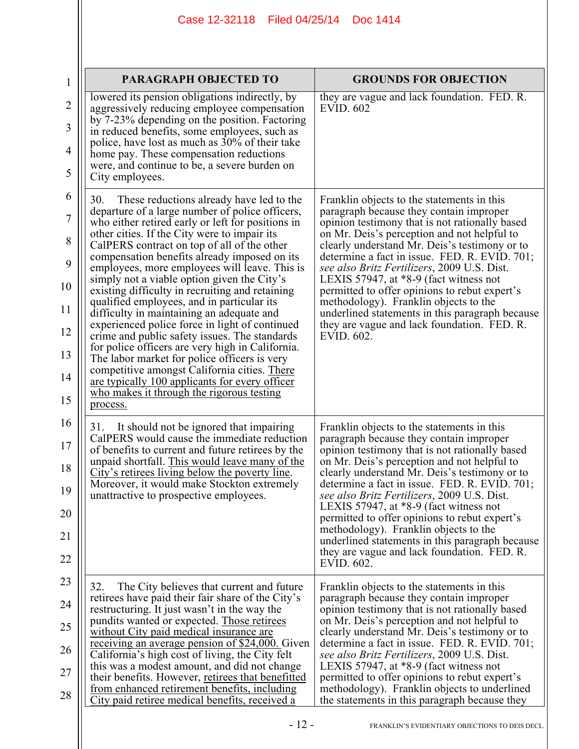| PARAGRAPH OBJECTED TO | GROUNDS FOR OBJECTION |
|---|---|
| lowered its pension obligations indirectly, by aggressively reducing employee compensation by 7-23% depending on the position. Factoring in reduced benefits, some employees, such as police, have lost as much as 30% of their take home pay. These compensation reductions were, and continue to be, a severe burden on City employees. | they are vague and lack foundation. FED. R. EVID. 602 |
| 30. These reductions already have led to the departure of a large number of police officers, who either retired early or left for positions in other cities. If the City were to impair its CalPERS contract on top of all of the other compensation benefits already imposed on its employees, more employees will leave. This is simply not a viable option given the City's existing difficulty in recruiting and retaining qualified employees, and in particular its difficulty in maintaining an adequate and experienced police force in light of continued crime and public safety issues. The standards for police officers are very high in California. The labor market for police officers is very competitive amongst California cities. There are typically 100 applicants for every officer who makes it through the rigorous testing process. | Franklin objects to the statements in this paragraph because they contain improper opinion testimony that is not rationally based on Mr. Deis's perception and not helpful to clearly understand Mr. Deis's testimony or to determine a fact in issue. FED. R. EVID. 701; *see also Britz Fertilizers*, 2009 U.S. Dist. LEXIS 57947, at *8-9 (fact witness not permitted to offer opinions to rebut expert's methodology). Franklin objects to the underlined statements in this paragraph because they are vague and lack foundation. FED. R. EVID. 602. |
| 31. It should not be ignored that impairing CalPERS would cause the immediate reduction of benefits to current and future retirees by the unpaid shortfall. This would leave many of the City's retirees living below the poverty line. Moreover, it would make Stockton extremely unattractive to prospective employees. | Franklin objects to the statements in this paragraph because they contain improper opinion testimony that is not rationally based on Mr. Deis's perception and not helpful to clearly understand Mr. Deis's testimony or to determine a fact in issue. FED. R. EVID. 701; *see also Britz Fertilizers*, 2009 U.S. Dist. LEXIS 57947, at *8-9 (fact witness not permitted to offer opinions to rebut expert's methodology). Franklin objects to the underlined statements in this paragraph because they are vague and lack foundation. FED. R. EVID. 602. |
| 32. The City believes that current and future retirees have paid their fair share of the City's restructuring. It just wasn't in the way the pundits wanted or expected. Those retirees without City paid medical insurance are receiving an average pension of $24,000. Given California's high cost of living, the City felt this was a modest amount, and did not change their benefits. However, retirees that benefitted from enhanced retirement benefits, including City paid retiree medical benefits, received a | Franklin objects to the statements in this paragraph because they contain improper opinion testimony that is not rationally based on Mr. Deis's perception and not helpful to clearly understand Mr. Deis's testimony or to determine a fact in issue. FED. R. EVID. 701; *see also Britz Fertilizers*, 2009 U.S. Dist. LEXIS 57947, at *8-9 (fact witness not permitted to offer opinions to rebut expert's methodology). Franklin objects to underlined the statements in this paragraph because they |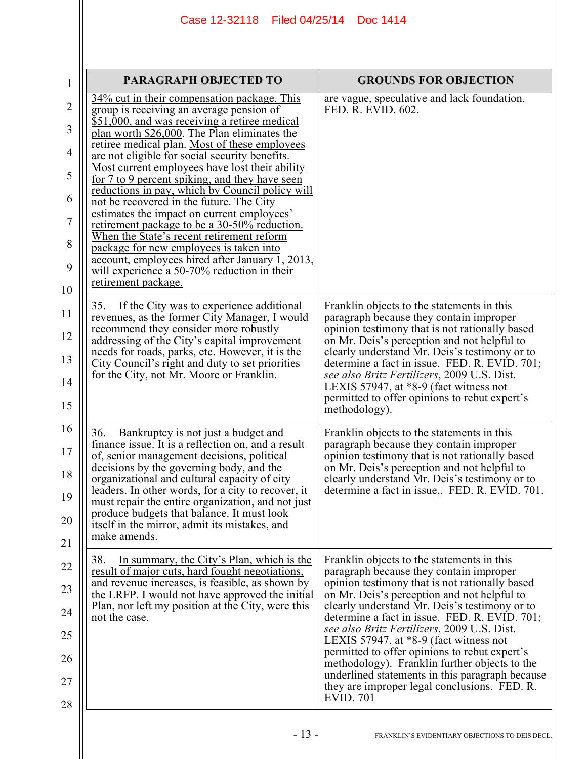| PARAGRAPH OBJECTED TO | GROUNDS FOR OBJECTION |
|---|---|
| 34% cut in their compensation package. This group is receiving an average pension of $51,000, and was receiving a retiree medical plan worth $26,000. The Plan eliminates the retiree medical plan. Most of these employees are not eligible for social security benefits. Most current employees have lost their ability for 7 to 9 percent spiking, and they have seen reductions in pay, which by Council policy will not be recovered in the future. The City estimates the impact on current employees' retirement package to be a 30-50% reduction. When the State's recent retirement reform package for new employees is taken into account, employees hired after January 1, 2013, will experience a 50-70% reduction in their retirement package. | are vague, speculative and lack foundation. FED. R. EVID. 602. |
| 35. If the City was to experience additional revenues, as the former City Manager, I would recommend they consider more robustly addressing of the City's capital improvement needs for roads, parks, etc. However, it is the City Council's right and duty to set priorities for the City, not Mr. Moore or Franklin. | Franklin objects to the statements in this paragraph because they contain improper opinion testimony that is not rationally based on Mr. Deis's perception and not helpful to clearly understand Mr. Deis's testimony or to determine a fact in issue. FED. R. EVID. 701; *see also Britz Fertilizers*, 2009 U.S. Dist. LEXIS 57947, at *8-9 (fact witness not permitted to offer opinions to rebut expert's methodology). |
| 36. Bankruptcy is not just a budget and finance issue. It is a reflection on, and a result of, senior management decisions, political decisions by the governing body, and the organizational and cultural capacity of city leaders. In other words, for a city to recover, it must repair the entire organization, and not just produce budgets that balance. It must look itself in the mirror, admit its mistakes, and make amends. | Franklin objects to the statements in this paragraph because they contain improper opinion testimony that is not rationally based on Mr. Deis's perception and not helpful to clearly understand Mr. Deis's testimony or to determine a fact in issue,. FED. R. EVID. 701. |
| 38. In summary, the City's Plan, which is the result of major cuts, hard fought negotiations, and revenue increases, is feasible, as shown by the LRFP. I would not have approved the initial Plan, nor left my position at the City, were this not the case. | Franklin objects to the statements in this paragraph because they contain improper opinion testimony that is not rationally based on Mr. Deis's perception and not helpful to clearly understand Mr. Deis's testimony or to determine a fact in issue. FED. R. EVID. 701; *see also Britz Fertilizers*, 2009 U.S. Dist. LEXIS 57947, at *8-9 (fact witness not permitted to offer opinions to rebut expert's methodology). Franklin further objects to the underlined statements in this paragraph because they are improper legal conclusions. FED. R. EVID. 701 |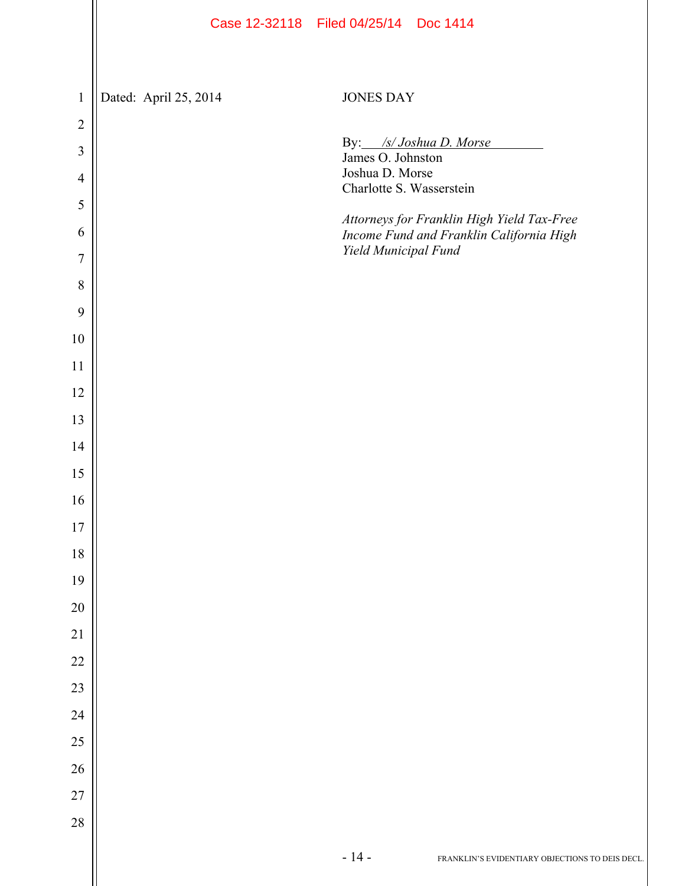Dated: April 25, 2014

JONES DAY

By: */s/ Joshua D. Morse*
James O. Johnston
Joshua D. Morse
Charlotte S. Wasserstein

*Attorneys for Franklin High Yield Tax-Free Income Fund and Franklin California High Yield Municipal Fund*